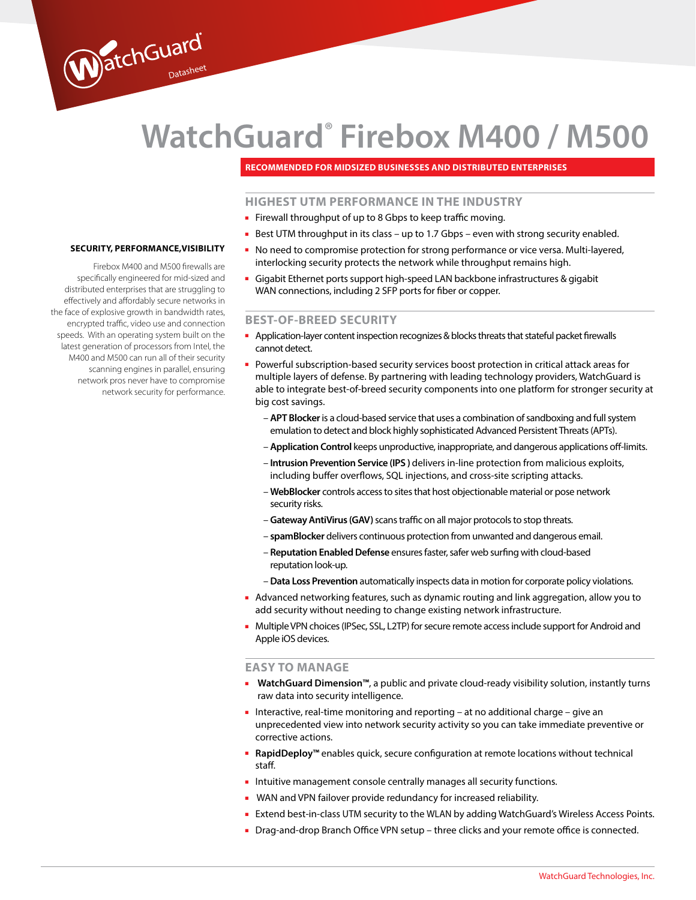WatchGuard Datasheet

# WatchGuard® Firebox M400 / M500

**RECOMMENDED FOR MIDSIZED BUSINESSES AND DISTRIBUTED ENTERPRISES**

### SECURITY, PERFORMANCE,VISIBILITY

Firebox M400 and M500 firewalls are specifically engineered for mid-sized and distributed enterprises that are struggling to effectively and affordably secure networks in the face of explosive growth in bandwidth rates, encrypted traffic, video use and connection speeds. With an operating system built on the latest generation of processors from Intel, the M400 and M500 can run all of their security scanning engines in parallel, ensuring network pros never have to compromise network security for performance.

## HIGHEST UTM PERFORMANCE IN THE INDUSTRY

- Firewall throughput of up to 8 Gbps to keep traffic moving.
- Best UTM throughput in its class – up to 1.7 Gbps – even with strong security enabled.
- No need to compromise protection for strong performance or vice versa. Multi-layered, interlocking security protects the network while throughput remains high.
- Gigabit Ethernet ports support high-speed LAN backbone infrastructures & gigabit WAN connections, including 2 SFP ports for fiber or copper.

## BEST-OF-BREED SECURITY

- Application-layer content inspection recognizes & blocks threats that stateful packet firewalls cannot detect.
- Powerful subscription-based security services boost protection in critical attack areas for multiple layers of defense. By partnering with leading technology providers, WatchGuard is able to integrate best-of-breed security components into one platform for stronger security at big cost savings.
  - **APT Blocker** is a cloud-based service that uses a combination of sandboxing and full system emulation to detect and block highly sophisticated Advanced Persistent Threats (APTs).
  - **Application Control** keeps unproductive, inappropriate, and dangerous applications off-limits.
  - **Intrusion Prevention Service (IPS )** delivers in-line protection from malicious exploits, including buffer overflows, SQL injections, and cross-site scripting attacks.
  - **WebBlocker** controls access to sites that host objectionable material or pose network security risks.
  - **Gateway AntiVirus (GAV)** scans traffic on all major protocols to stop threats.
  - **spamBlocker** delivers continuous protection from unwanted and dangerous email.
  - **Reputation Enabled Defense** ensures faster, safer web surfing with cloud-based reputation look-up.
  - **Data Loss Prevention** automatically inspects data in motion for corporate policy violations.
- Advanced networking features, such as dynamic routing and link aggregation, allow you to add security without needing to change existing network infrastructure.
- Multiple VPN choices (IPSec, SSL, L2TP) for secure remote access include support for Android and Apple iOS devices.

## EASY TO MANAGE

- **WatchGuard Dimension™**, a public and private cloud-ready visibility solution, instantly turns raw data into security intelligence.
- Interactive, real-time monitoring and reporting – at no additional charge – give an unprecedented view into network security activity so you can take immediate preventive or corrective actions.
- **RapidDeploy™** enables quick, secure configuration at remote locations without technical staff.
- Intuitive management console centrally manages all security functions.
- WAN and VPN failover provide redundancy for increased reliability.
- Extend best-in-class UTM security to the WLAN by adding WatchGuard's Wireless Access Points.
- Drag-and-drop Branch Office VPN setup – three clicks and your remote office is connected.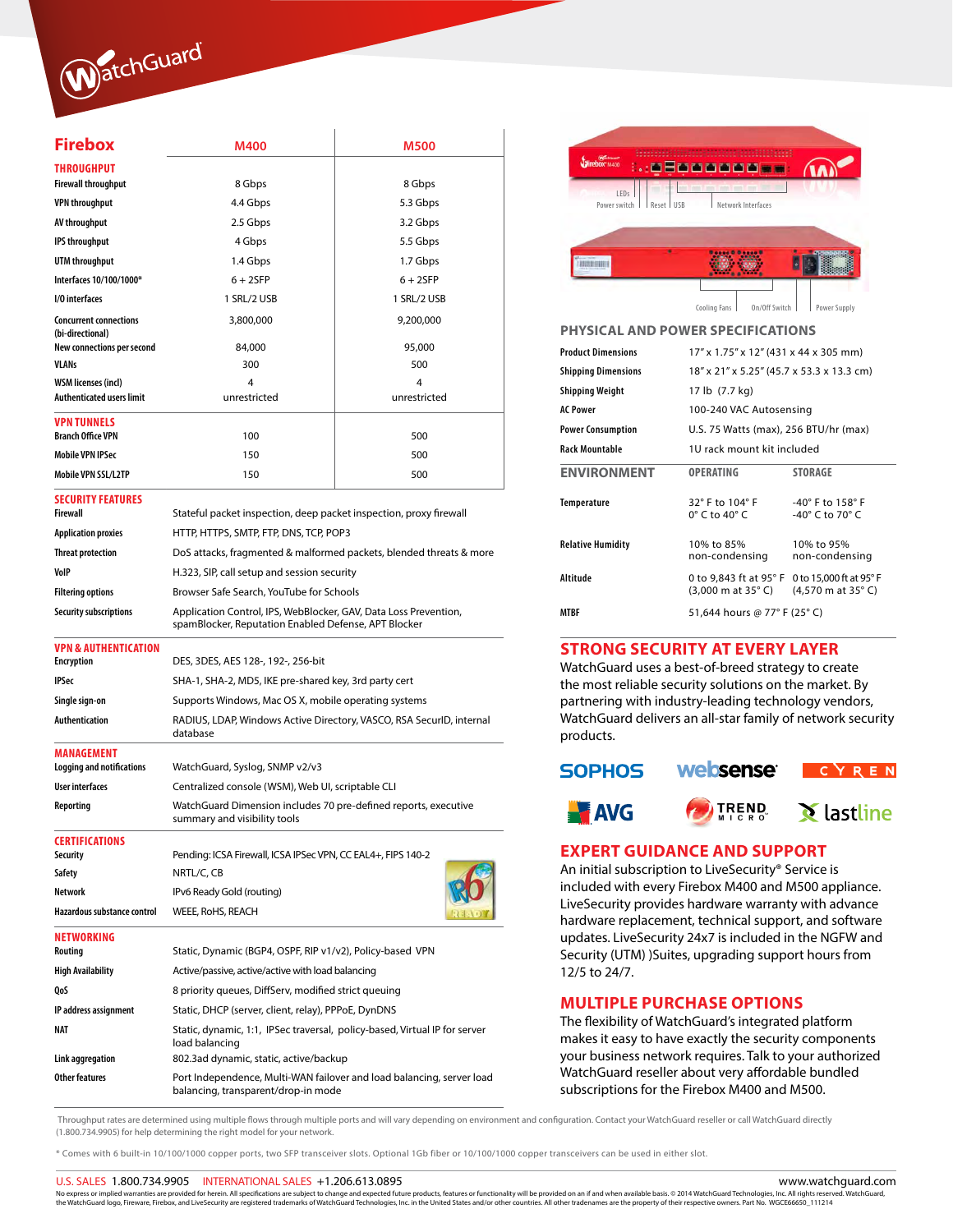| Firebox | M400 | M500 |
| --- | --- | --- |
| **THROUGHPUT** | | |
| Firewall throughput | 8 Gbps | 8 Gbps |
| VPN throughput | 4.4 Gbps | 5.3 Gbps |
| AV throughput | 2.5 Gbps | 3.2 Gbps |
| IPS throughput | 4 Gbps | 5.5 Gbps |
| UTM throughput | 1.4 Gbps | 1.7 Gbps |
| Interfaces 10/100/1000* | 6 + 2SFP | 6 + 2SFP |
| I/O interfaces | 1 SRL/2 USB | 1 SRL/2 USB |
| Concurrent connections (bi-directional) | 3,800,000 | 9,200,000 |
| New connections per second | 84,000 | 95,000 |
| VLANs | 300 | 500 |
| WSM licenses (incl) | 4 | 4 |
| Authenticated users limit | unrestricted | unrestricted |
| **VPN TUNNELS** | | |
| Branch Office VPN | 100 | 500 |
| Mobile VPN IPSec | 150 | 500 |
| Mobile VPN SSL/L2TP | 150 | 500 |

| | |
| --- | --- |
| **SECURITY FEATURES** | |
| Firewall | Stateful packet inspection, deep packet inspection, proxy firewall |
| Application proxies | HTTP, HTTPS, SMTP, FTP, DNS, TCP, POP3 |
| Threat protection | DoS attacks, fragmented & malformed packets, blended threats & more |
| VoIP | H.323, SIP, call setup and session security |
| Filtering options | Browser Safe Search, YouTube for Schools |
| Security subscriptions | Application Control, IPS, WebBlocker, GAV, Data Loss Prevention, spamBlocker, Reputation Enabled Defense, APT Blocker |
| **VPN & AUTHENTICATION** | |
| Encryption | DES, 3DES, AES 128-, 192-, 256-bit |
| IPSec | SHA-1, SHA-2, MD5, IKE pre-shared key, 3rd party cert |
| Single sign-on | Supports Windows, Mac OS X, mobile operating systems |
| Authentication | RADIUS, LDAP, Windows Active Directory, VASCO, RSA SecurID, internal database |
| **MANAGEMENT** | |
| Logging and notifications | WatchGuard, Syslog, SNMP v2/v3 |
| User interfaces | Centralized console (WSM), Web UI, scriptable CLI |
| Reporting | WatchGuard Dimension includes 70 pre-defined reports, executive summary and visibility tools |
| **CERTIFICATIONS** | |
| Security | Pending: ICSA Firewall, ICSA IPSec VPN, CC EAL4+, FIPS 140-2 |
| Safety | NRTL/C, CB |
| Network | IPv6 Ready Gold (routing) |
| Hazardous substance control | WEEE, RoHS, REACH |
| **NETWORKING** | |
| Routing | Static, Dynamic (BGP4, OSPF, RIP v1/v2), Policy-based VPN |
| High Availability | Active/passive, active/active with load balancing |
| QoS | 8 priority queues, DiffServ, modified strict queuing |
| IP address assignment | Static, DHCP (server, client, relay), PPPoE, DynDNS |
| NAT | Static, dynamic, 1:1, IPSec traversal, policy-based, Virtual IP for server load balancing |
| Link aggregation | 802.3ad dynamic, static, active/backup |
| Other features | Port Independence, Multi-WAN failover and load balancing, server load balancing, transparent/drop-in mode |

LEDs | Power switch | Reset | USB | Network Interfaces

Cooling Fans | On/Off Switch | Power Supply

## PHYSICAL AND POWER SPECIFICATIONS

| | |
| --- | --- |
| Product Dimensions | 17" x 1.75" x 12" (431 x 44 x 305 mm) |
| Shipping Dimensions | 18" x 21" x 5.25" (45.7 x 53.3 x 13.3 cm) |
| Shipping Weight | 17 lb (7.7 kg) |
| AC Power | 100-240 VAC Autosensing |
| Power Consumption | U.S. 75 Watts (max), 256 BTU/hr (max) |
| Rack Mountable | 1U rack mount kit included |

| ENVIRONMENT | OPERATING | STORAGE |
| --- | --- | --- |
| Temperature | 32° F to 104° F<br>0° C to 40° C | -40° F to 158° F<br>-40° C to 70° C |
| Relative Humidity | 10% to 85% non-condensing | 10% to 95% non-condensing |
| Altitude | 0 to 9,843 ft at 95° F (3,000 m at 35° C) | 0 to 15,000 ft at 95° F (4,570 m at 35° C) |
| MTBF | 51,644 hours @ 77° F (25° C) | |

## STRONG SECURITY AT EVERY LAYER

WatchGuard uses a best-of-breed strategy to create the most reliable security solutions on the market. By partnering with industry-leading technology vendors, WatchGuard delivers an all-star family of network security products.

SOPHOS | websense | CYREN | AVG | TREND MICRO | lastline

## EXPERT GUIDANCE AND SUPPORT

An initial subscription to LiveSecurity® Service is included with every Firebox M400 and M500 appliance. LiveSecurity provides hardware warranty with advance hardware replacement, technical support, and software updates. LiveSecurity 24x7 is included in the NGFW and Security (UTM) )Suites, upgrading support hours from 12/5 to 24/7.

## MULTIPLE PURCHASE OPTIONS

The flexibility of WatchGuard's integrated platform makes it easy to have exactly the security components your business network requires. Talk to your authorized WatchGuard reseller about very affordable bundled subscriptions for the Firebox M400 and M500.

Throughput rates are determined using multiple flows through multiple ports and will vary depending on environment and configuration. Contact your WatchGuard reseller or call WatchGuard directly (1.800.734.9905) for help determining the right model for your network.

* Comes with 6 built-in 10/100/1000 copper ports, two SFP transceiver slots. Optional 1Gb fiber or 10/100/1000 copper transceivers can be used in either slot.

U.S. SALES 1.800.734.9905 INTERNATIONAL SALES +1.206.613.0895 www.watchguard.com

No express or implied warranties are provided for herein. All specifications are subject to change and expected future products, features or functionality will be provided on an if and when available basis. © 2014 WatchGuard Technologies, Inc. All rights reserved. WatchGuard, the WatchGuard logo, Fireware, Firebox, and LiveSecurity are registered trademarks of WatchGuard Technologies, Inc. in the United States and/or other countries. All other tradenames are the property of their respective owners. Part No. WGCE66650_111214